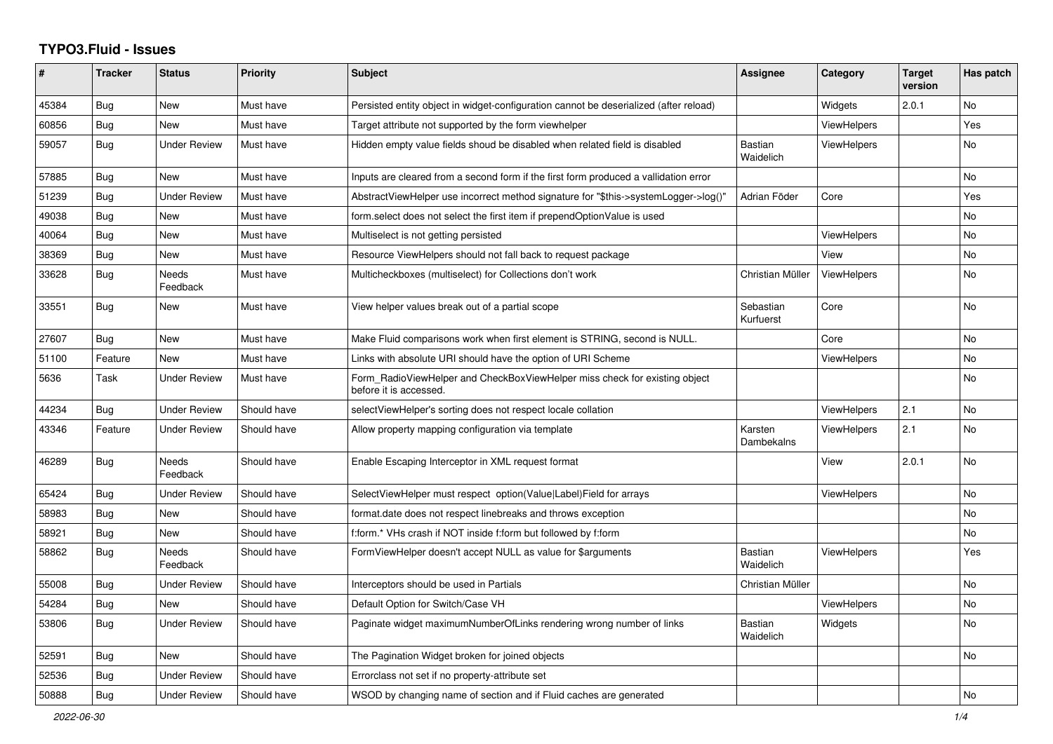# TYPO3.Fluid - Issues

| # | Tracker | Status | Priority | Subject | Assignee | Category | Target version | Has patch |
|---|---|---|---|---|---|---|---|---|
| 45384 | Bug | New | Must have | Persisted entity object in widget-configuration cannot be deserialized (after reload) | | Widgets | 2.0.1 | No |
| 60856 | Bug | New | Must have | Target attribute not supported by the form viewhelper | | ViewHelpers | | Yes |
| 59057 | Bug | Under Review | Must have | Hidden empty value fields shoud be disabled when related field is disabled | Bastian Waidelich | ViewHelpers | | No |
| 57885 | Bug | New | Must have | Inputs are cleared from a second form if the first form produced a vallidation error | | | | No |
| 51239 | Bug | Under Review | Must have | AbstractViewHelper use incorrect method signature for "$this->systemLogger->log()" | Adrian Föder | Core | | Yes |
| 49038 | Bug | New | Must have | form.select does not select the first item if prependOptionValue is used | | | | No |
| 40064 | Bug | New | Must have | Multiselect is not getting persisted | | ViewHelpers | | No |
| 38369 | Bug | New | Must have | Resource ViewHelpers should not fall back to request package | | View | | No |
| 33628 | Bug | Needs Feedback | Must have | Multicheckboxes (multiselect) for Collections don't work | Christian Müller | ViewHelpers | | No |
| 33551 | Bug | New | Must have | View helper values break out of a partial scope | Sebastian Kurfuerst | Core | | No |
| 27607 | Bug | New | Must have | Make Fluid comparisons work when first element is STRING, second is NULL. | | Core | | No |
| 51100 | Feature | New | Must have | Links with absolute URI should have the option of URI Scheme | | ViewHelpers | | No |
| 5636 | Task | Under Review | Must have | Form_RadioViewHelper and CheckBoxViewHelper miss check for existing object before it is accessed. | | | | No |
| 44234 | Bug | Under Review | Should have | selectViewHelper's sorting does not respect locale collation | | ViewHelpers | 2.1 | No |
| 43346 | Feature | Under Review | Should have | Allow property mapping configuration via template | Karsten Dambekalns | ViewHelpers | 2.1 | No |
| 46289 | Bug | Needs Feedback | Should have | Enable Escaping Interceptor in XML request format | | View | 2.0.1 | No |
| 65424 | Bug | Under Review | Should have | SelectViewHelper must respect option(Value\|Label)Field for arrays | | ViewHelpers | | No |
| 58983 | Bug | New | Should have | format.date does not respect linebreaks and throws exception | | | | No |
| 58921 | Bug | New | Should have | f:form.* VHs crash if NOT inside f:form but followed by f:form | | | | No |
| 58862 | Bug | Needs Feedback | Should have | FormViewHelper doesn't accept NULL as value for $arguments | Bastian Waidelich | ViewHelpers | | Yes |
| 55008 | Bug | Under Review | Should have | Interceptors should be used in Partials | Christian Müller | | | No |
| 54284 | Bug | New | Should have | Default Option for Switch/Case VH | | ViewHelpers | | No |
| 53806 | Bug | Under Review | Should have | Paginate widget maximumNumberOfLinks rendering wrong number of links | Bastian Waidelich | Widgets | | No |
| 52591 | Bug | New | Should have | The Pagination Widget broken for joined objects | | | | No |
| 52536 | Bug | Under Review | Should have | Errorclass not set if no property-attribute set | | | | |
| 50888 | Bug | Under Review | Should have | WSOD by changing name of section and if Fluid caches are generated | | | | No |

*2022-06-30*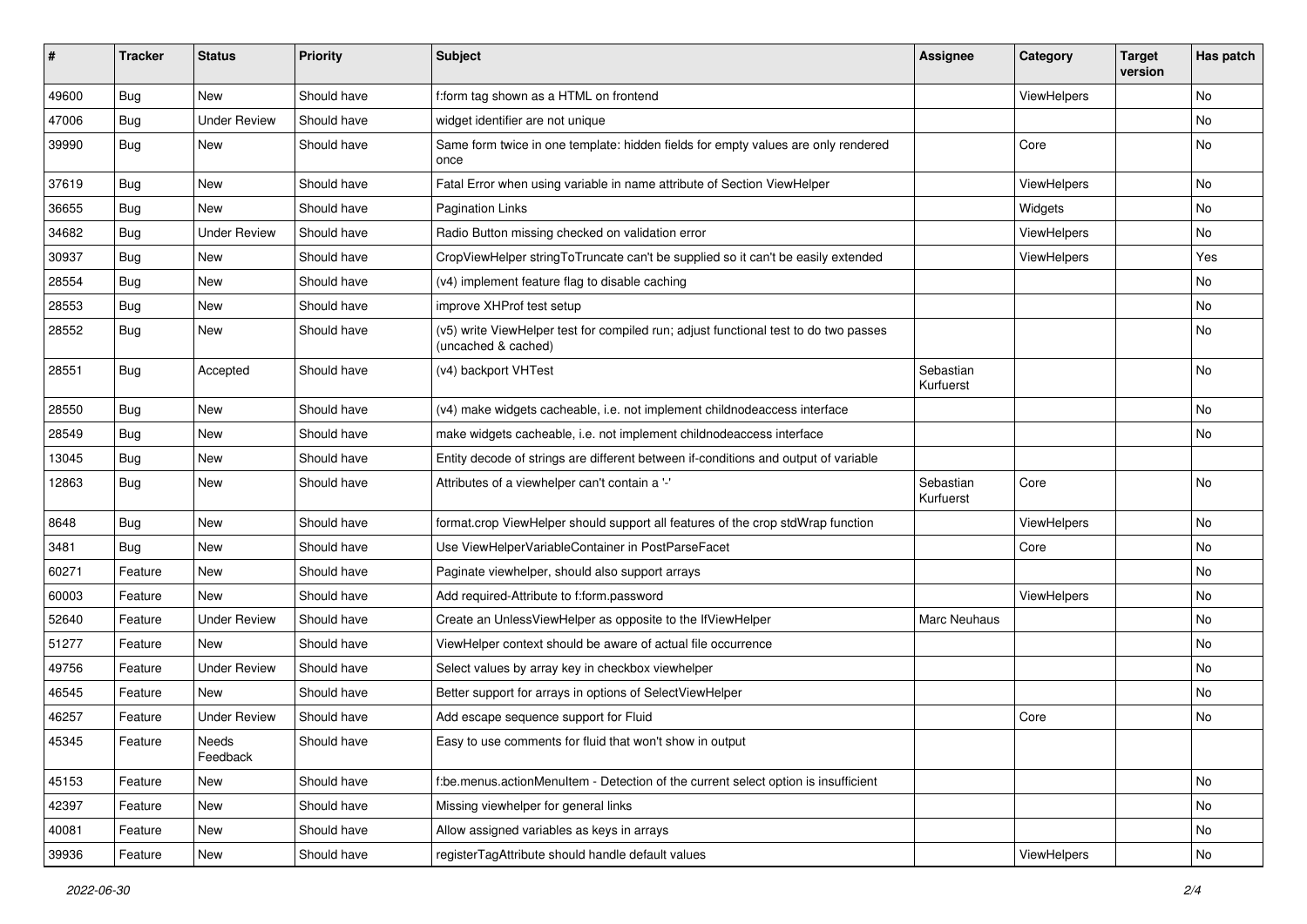| # | Tracker | Status | Priority | Subject | Assignee | Category | Target version | Has patch |
|---|---|---|---|---|---|---|---|---|
| 49600 | Bug | New | Should have | f:form tag shown as a HTML on frontend | | ViewHelpers | | No |
| 47006 | Bug | Under Review | Should have | widget identifier are not unique | | | | No |
| 39990 | Bug | New | Should have | Same form twice in one template: hidden fields for empty values are only rendered once | | Core | | No |
| 37619 | Bug | New | Should have | Fatal Error when using variable in name attribute of Section ViewHelper | | ViewHelpers | | No |
| 36655 | Bug | New | Should have | Pagination Links | | Widgets | | No |
| 34682 | Bug | Under Review | Should have | Radio Button missing checked on validation error | | ViewHelpers | | No |
| 30937 | Bug | New | Should have | CropViewHelper stringToTruncate can't be supplied so it can't be easily extended | | ViewHelpers | | Yes |
| 28554 | Bug | New | Should have | (v4) implement feature flag to disable caching | | | | No |
| 28553 | Bug | New | Should have | improve XHProf test setup | | | | No |
| 28552 | Bug | New | Should have | (v5) write ViewHelper test for compiled run; adjust functional test to do two passes (uncached & cached) | | | | No |
| 28551 | Bug | Accepted | Should have | (v4) backport VHTest | Sebastian Kurfuerst | | | No |
| 28550 | Bug | New | Should have | (v4) make widgets cacheable, i.e. not implement childnodeaccess interface | | | | No |
| 28549 | Bug | New | Should have | make widgets cacheable, i.e. not implement childnodeaccess interface | | | | No |
| 13045 | Bug | New | Should have | Entity decode of strings are different between if-conditions and output of variable | | | | |
| 12863 | Bug | New | Should have | Attributes of a viewhelper can't contain a '-' | Sebastian Kurfuerst | Core | | No |
| 8648 | Bug | New | Should have | format.crop ViewHelper should support all features of the crop stdWrap function | | ViewHelpers | | No |
| 3481 | Bug | New | Should have | Use ViewHelperVariableContainer in PostParseFacet | | Core | | No |
| 60271 | Feature | New | Should have | Paginate viewhelper, should also support arrays | | | | No |
| 60003 | Feature | New | Should have | Add required-Attribute to f:form.password | | ViewHelpers | | No |
| 52640 | Feature | Under Review | Should have | Create an UnlessViewHelper as opposite to the IfViewHelper | Marc Neuhaus | | | No |
| 51277 | Feature | New | Should have | ViewHelper context should be aware of actual file occurrence | | | | No |
| 49756 | Feature | Under Review | Should have | Select values by array key in checkbox viewhelper | | | | No |
| 46545 | Feature | New | Should have | Better support for arrays in options of SelectViewHelper | | | | No |
| 46257 | Feature | Under Review | Should have | Add escape sequence support for Fluid | | Core | | No |
| 45345 | Feature | Needs Feedback | Should have | Easy to use comments for fluid that won't show in output | | | | |
| 45153 | Feature | New | Should have | f:be.menus.actionMenuItem - Detection of the current select option is insufficient | | | | No |
| 42397 | Feature | New | Should have | Missing viewhelper for general links | | | | No |
| 40081 | Feature | New | Should have | Allow assigned variables as keys in arrays | | | | No |
| 39936 | Feature | New | Should have | registerTagAttribute should handle default values | | ViewHelpers | | No |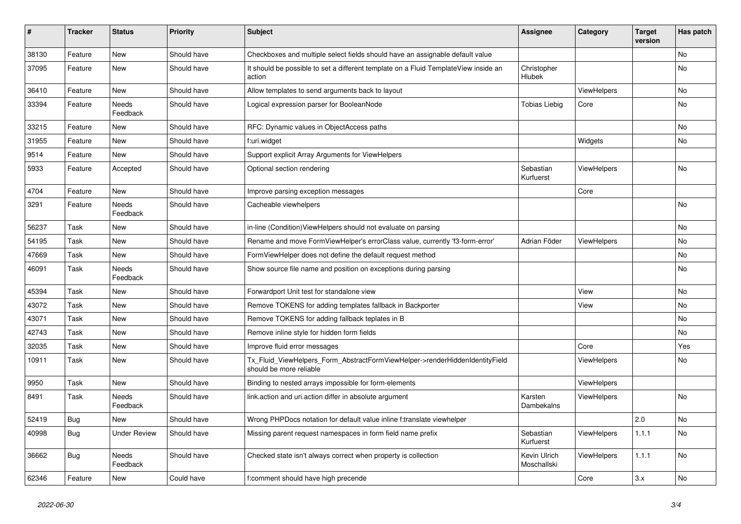| # | Tracker | Status | Priority | Subject | Assignee | Category | Target version | Has patch |
|---|---|---|---|---|---|---|---|---|
| 38130 | Feature | New | Should have | Checkboxes and multiple select fields should have an assignable default value | | | | No |
| 37095 | Feature | New | Should have | It should be possible to set a different template on a Fluid TemplateView inside an action | Christopher Hlubek | | | No |
| 36410 | Feature | New | Should have | Allow templates to send arguments back to layout | | ViewHelpers | | No |
| 33394 | Feature | Needs Feedback | Should have | Logical expression parser for BooleanNode | Tobias Liebig | Core | | No |
| 33215 | Feature | New | Should have | RFC: Dynamic values in ObjectAccess paths | | | | No |
| 31955 | Feature | New | Should have | f:uri.widget | | Widgets | | No |
| 9514 | Feature | New | Should have | Support explicit Array Arguments for ViewHelpers | | | | |
| 5933 | Feature | Accepted | Should have | Optional section rendering | Sebastian Kurfuerst | ViewHelpers | | No |
| 4704 | Feature | New | Should have | Improve parsing exception messages | | Core | | |
| 3291 | Feature | Needs Feedback | Should have | Cacheable viewhelpers | | | | No |
| 56237 | Task | New | Should have | in-line (Condition)ViewHelpers should not evaluate on parsing | | | | No |
| 54195 | Task | New | Should have | Rename and move FormViewHelper's errorClass value, currently 'f3-form-error' | Adrian Föder | ViewHelpers | | No |
| 47669 | Task | New | Should have | FormViewHelper does not define the default request method | | | | No |
| 46091 | Task | Needs Feedback | Should have | Show source file name and position on exceptions during parsing | | | | No |
| 45394 | Task | New | Should have | Forwardport Unit test for standalone view | | View | | No |
| 43072 | Task | New | Should have | Remove TOKENS for adding templates fallback in Backporter | | View | | No |
| 43071 | Task | New | Should have | Remove TOKENS for adding fallback teplates in B | | | | No |
| 42743 | Task | New | Should have | Remove inline style for hidden form fields | | | | No |
| 32035 | Task | New | Should have | Improve fluid error messages | | Core | | Yes |
| 10911 | Task | New | Should have | Tx_Fluid_ViewHelpers_Form_AbstractFormViewHelper->renderHiddenIdentityField should be more reliable | | ViewHelpers | | No |
| 9950 | Task | New | Should have | Binding to nested arrays impossible for form-elements | | ViewHelpers | | |
| 8491 | Task | Needs Feedback | Should have | link.action and uri.action differ in absolute argument | Karsten Dambekalns | ViewHelpers | | No |
| 52419 | Bug | New | Should have | Wrong PHPDocs notation for default value inline f:translate viewhelper | | | 2.0 | No |
| 40998 | Bug | Under Review | Should have | Missing parent request namespaces in form field name prefix | Sebastian Kurfuerst | ViewHelpers | 1.1.1 | No |
| 36662 | Bug | Needs Feedback | Should have | Checked state isn't always correct when property is collection | Kevin Ulrich Moschallski | ViewHelpers | 1.1.1 | No |
| 62346 | Feature | New | Could have | f:comment should have high precende | | Core | 3.x | No |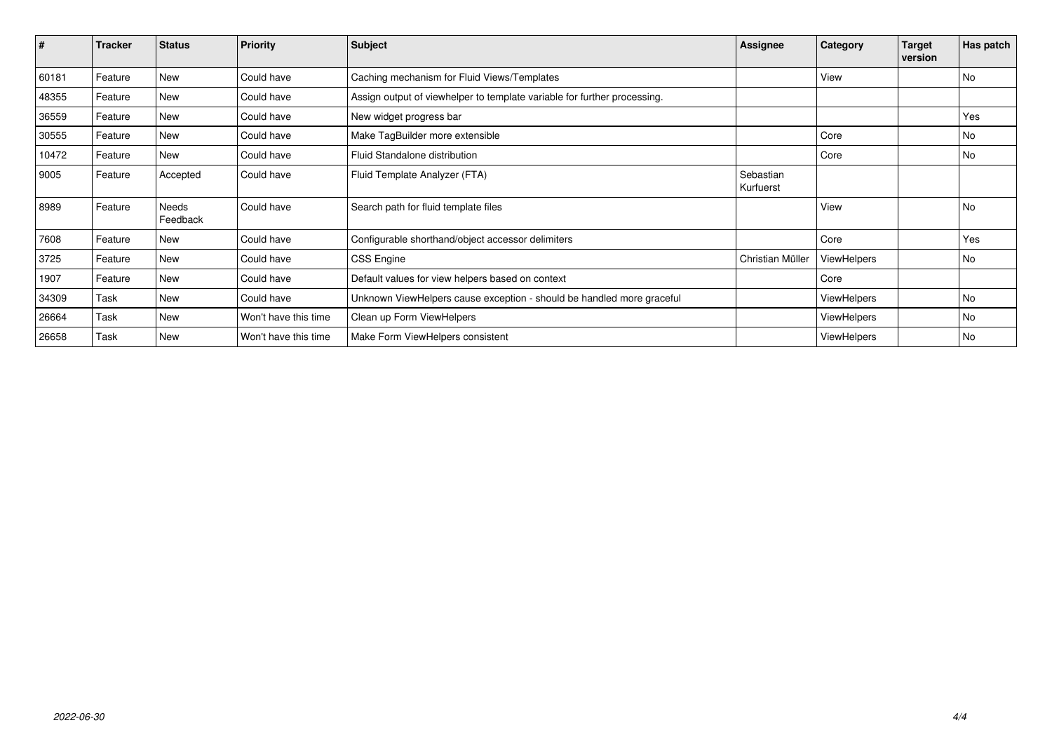| # | Tracker | Status | Priority | Subject | Assignee | Category | Target version | Has patch |
|---|---|---|---|---|---|---|---|---|
| 60181 | Feature | New | Could have | Caching mechanism for Fluid Views/Templates | | View | | No |
| 48355 | Feature | New | Could have | Assign output of viewhelper to template variable for further processing. | | | | |
| 36559 | Feature | New | Could have | New widget progress bar | | | | Yes |
| 30555 | Feature | New | Could have | Make TagBuilder more extensible | | Core | | No |
| 10472 | Feature | New | Could have | Fluid Standalone distribution | | Core | | No |
| 9005 | Feature | Accepted | Could have | Fluid Template Analyzer (FTA) | Sebastian Kurfuerst | | | |
| 8989 | Feature | Needs Feedback | Could have | Search path for fluid template files | | View | | No |
| 7608 | Feature | New | Could have | Configurable shorthand/object accessor delimiters | | Core | | Yes |
| 3725 | Feature | New | Could have | CSS Engine | Christian Müller | ViewHelpers | | No |
| 1907 | Feature | New | Could have | Default values for view helpers based on context | | Core | | |
| 34309 | Task | New | Could have | Unknown ViewHelpers cause exception - should be handled more graceful | | ViewHelpers | | No |
| 26664 | Task | New | Won't have this time | Clean up Form ViewHelpers | | ViewHelpers | | No |
| 26658 | Task | New | Won't have this time | Make Form ViewHelpers consistent | | ViewHelpers | | No |

*2022-06-30*